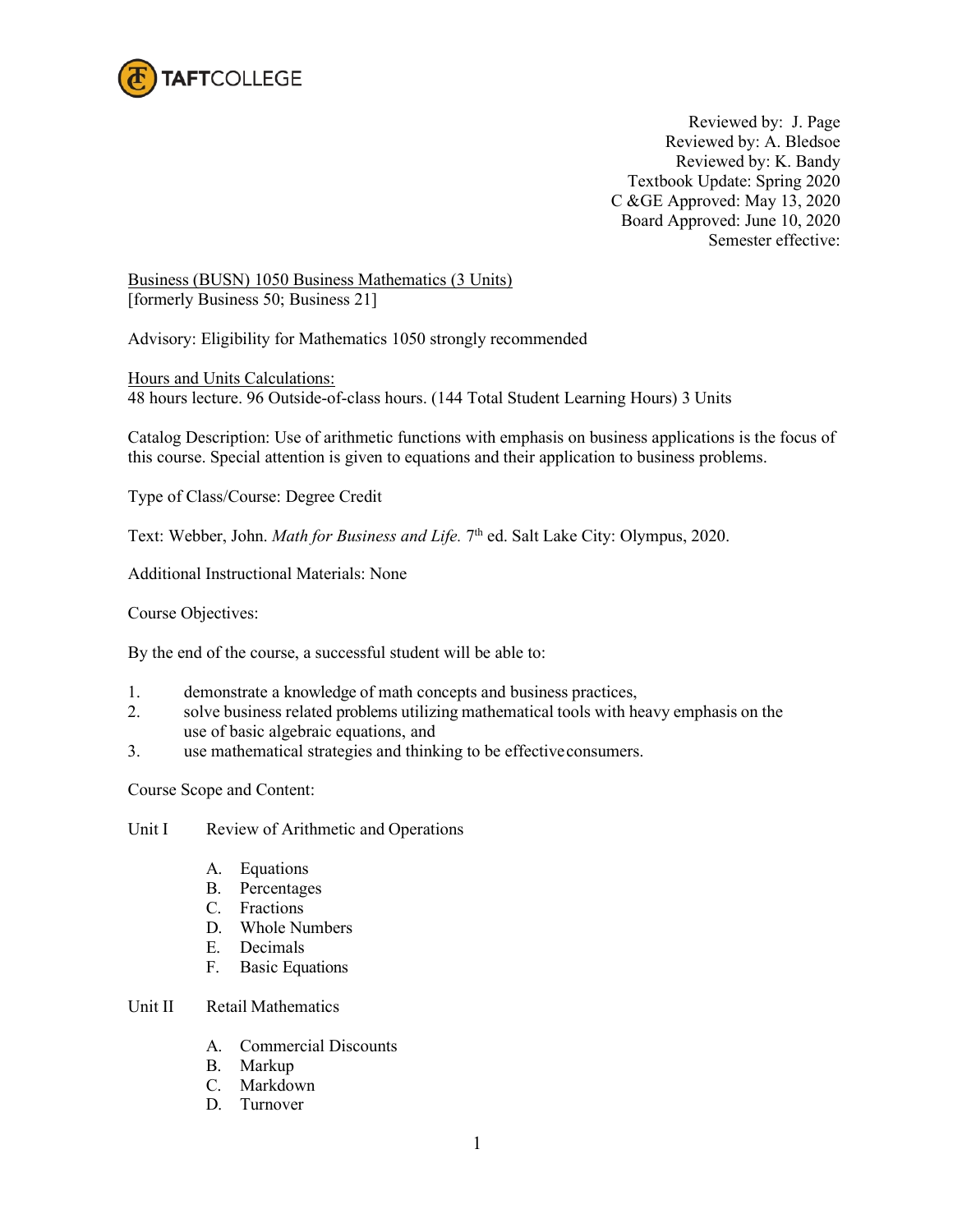TAFTCOLLEGE

Reviewed by: J. Page
Reviewed by: A. Bledsoe
Reviewed by: K. Bandy
Textbook Update: Spring 2020
C &GE Approved: May 13, 2020
Board Approved: June 10, 2020
Semester effective:

Business (BUSN) 1050 Business Mathematics (3 Units)
[formerly Business 50; Business 21]

Advisory: Eligibility for Mathematics 1050 strongly recommended

Hours and Units Calculations:
48 hours lecture. 96 Outside-of-class hours. (144 Total Student Learning Hours) 3 Units

Catalog Description: Use of arithmetic functions with emphasis on business applications is the focus of this course. Special attention is given to equations and their application to business problems.

Type of Class/Course: Degree Credit

Text: Webber, John. *Math for Business and Life.* 7th ed. Salt Lake City: Olympus, 2020.

Additional Instructional Materials: None

Course Objectives:

By the end of the course, a successful student will be able to:

1. demonstrate a knowledge of math concepts and business practices,
2. solve business related problems utilizing mathematical tools with heavy emphasis on the use of basic algebraic equations, and
3. use mathematical strategies and thinking to be effective consumers.

Course Scope and Content:

Unit I Review of Arithmetic and Operations

- A. Equations
- B. Percentages
- C. Fractions
- D. Whole Numbers
- E. Decimals
- F. Basic Equations

Unit II Retail Mathematics

- A. Commercial Discounts
- B. Markup
- C. Markdown
- D. Turnover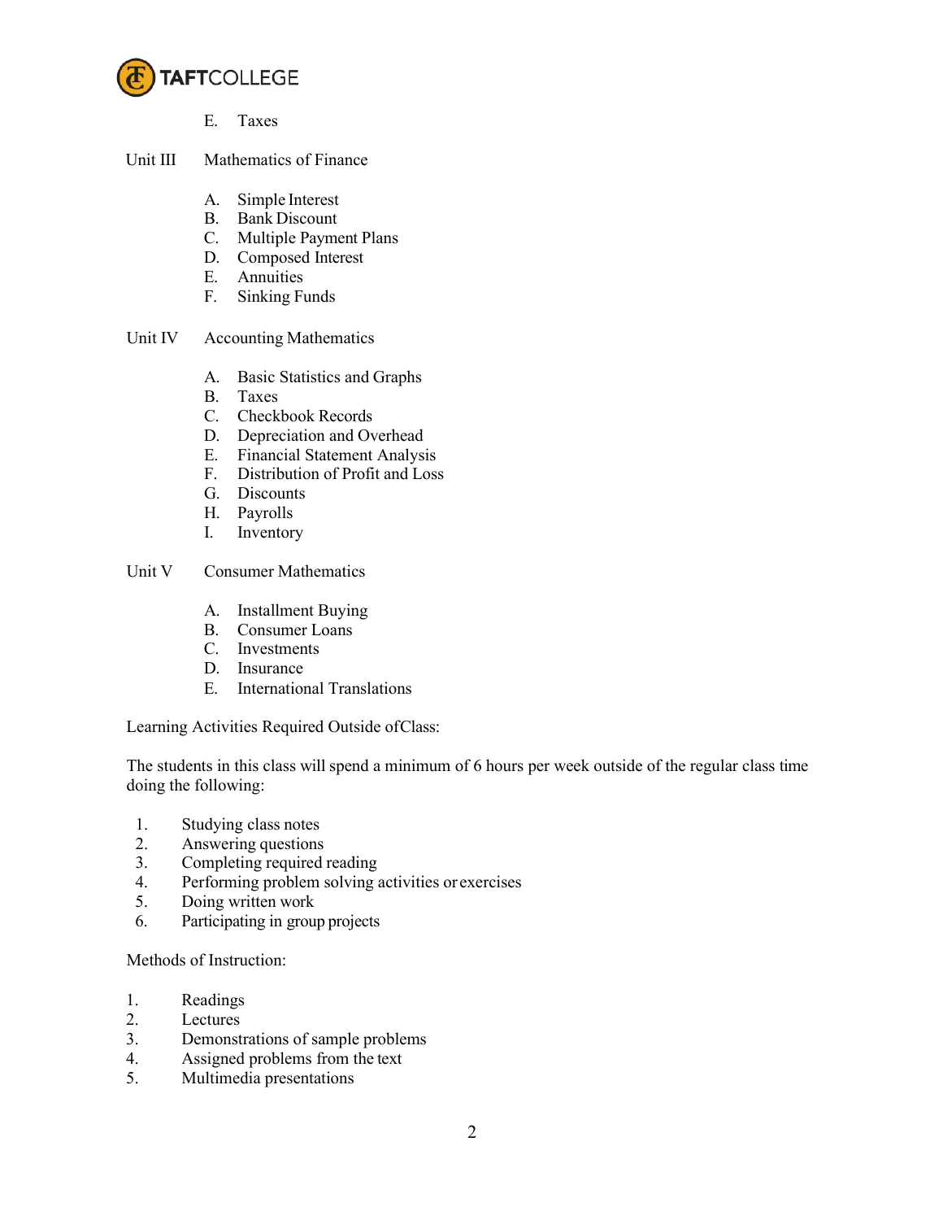E. Taxes

Unit III Mathematics of Finance

A. Simple Interest
B. Bank Discount
C. Multiple Payment Plans
D. Composed Interest
E. Annuities
F. Sinking Funds

Unit IV Accounting Mathematics

A. Basic Statistics and Graphs
B. Taxes
C. Checkbook Records
D. Depreciation and Overhead
E. Financial Statement Analysis
F. Distribution of Profit and Loss
G. Discounts
H. Payrolls
I. Inventory

Unit V Consumer Mathematics

A. Installment Buying
B. Consumer Loans
C. Investments
D. Insurance
E. International Translations

Learning Activities Required Outside ofClass:

The students in this class will spend a minimum of 6 hours per week outside of the regular class time doing the following:

1. Studying class notes
2. Answering questions
3. Completing required reading
4. Performing problem solving activities or exercises
5. Doing written work
6. Participating in group projects

Methods of Instruction:

1. Readings
2. Lectures
3. Demonstrations of sample problems
4. Assigned problems from the text
5. Multimedia presentations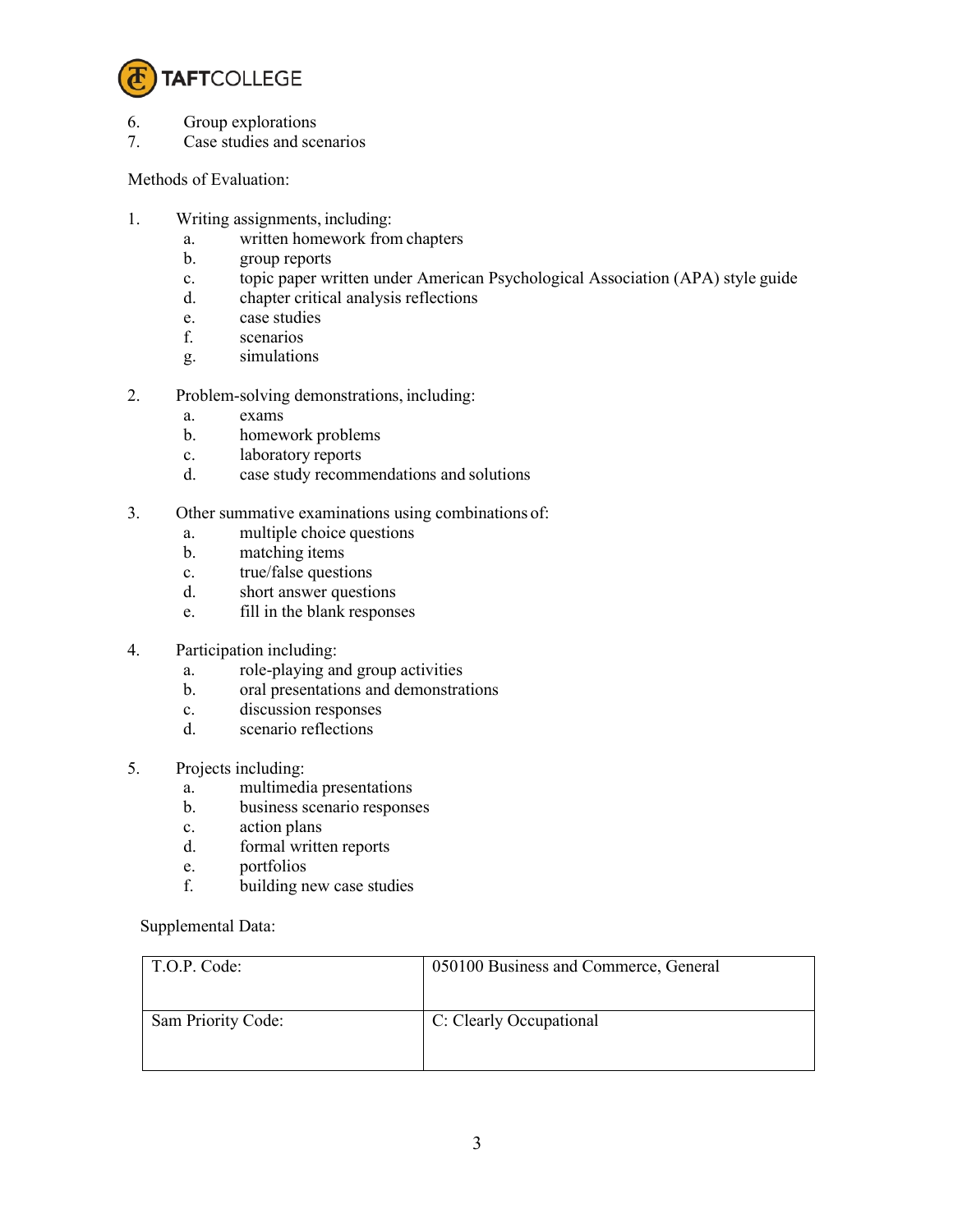6. Group explorations
7. Case studies and scenarios

Methods of Evaluation:

1. Writing assignments, including:
    a. written homework from chapters
    b. group reports
    c. topic paper written under American Psychological Association (APA) style guide
    d. chapter critical analysis reflections
    e. case studies
    f. scenarios
    g. simulations

2. Problem-solving demonstrations, including:
    a. exams
    b. homework problems
    c. laboratory reports
    d. case study recommendations and solutions

3. Other summative examinations using combinations of:
    a. multiple choice questions
    b. matching items
    c. true/false questions
    d. short answer questions
    e. fill in the blank responses

4. Participation including:
    a. role-playing and group activities
    b. oral presentations and demonstrations
    c. discussion responses
    d. scenario reflections

5. Projects including:
    a. multimedia presentations
    b. business scenario responses
    c. action plans
    d. formal written reports
    e. portfolios
    f. building new case studies

Supplemental Data:

| | |
|---|---|
| T.O.P. Code: | 050100 Business and Commerce, General |
| Sam Priority Code: | C: Clearly Occupational |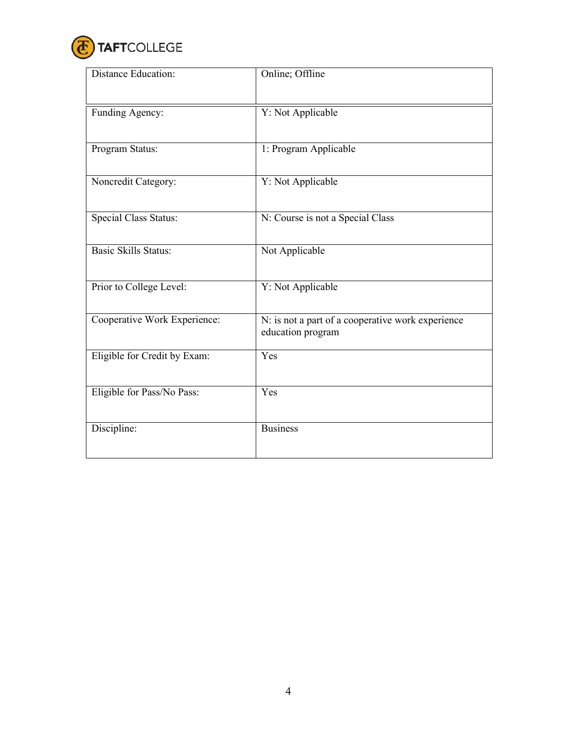| | |
|---|---|
| Distance Education: | Online; Offline |
| Funding Agency: | Y: Not Applicable |
| Program Status: | 1: Program Applicable |
| Noncredit Category: | Y: Not Applicable |
| Special Class Status: | N: Course is not a Special Class |
| Basic Skills Status: | Not Applicable |
| Prior to College Level: | Y: Not Applicable |
| Cooperative Work Experience: | N: is not a part of a cooperative work experience education program |
| Eligible for Credit by Exam: | Yes |
| Eligible for Pass/No Pass: | Yes |
| Discipline: | Business |